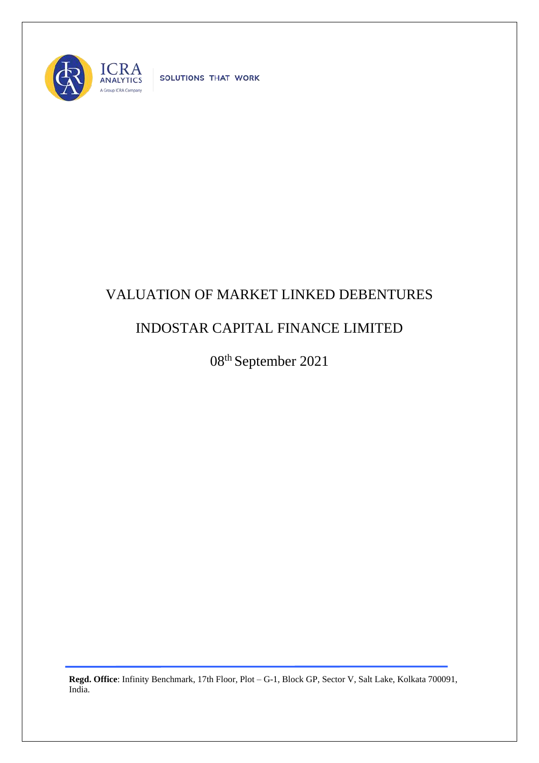# VALUATION OF MARKET LINKED DEBENTURES

## INDOSTAR CAPITAL FINANCE LIMITED

08th September 2021

**Regd. Office**: Infinity Benchmark, 17th Floor, Plot – G-1, Block GP, Sector V, Salt Lake, Kolkata 700091, India.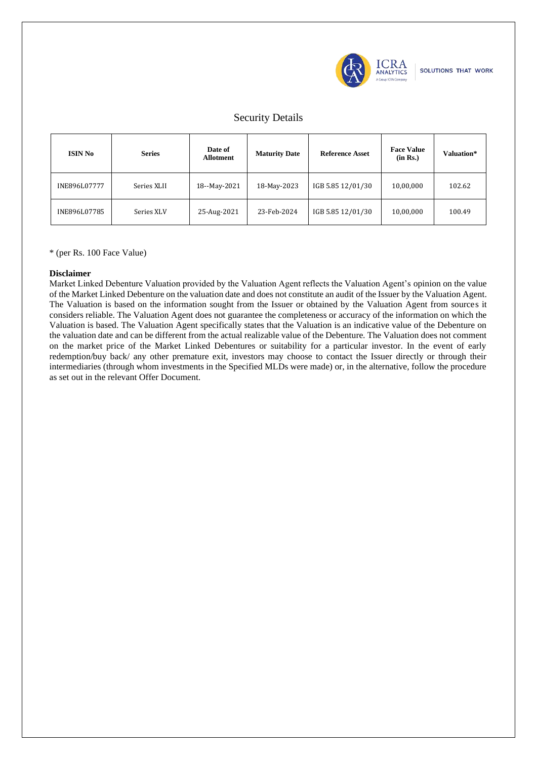## Security Details

| ISIN No | Series | Date of Allotment | Maturity Date | Reference Asset | Face Value (in Rs.) | Valuation* |
|---|---|---|---|---|---|---|
| INE896L07777 | Series XLII | 18--May-2021 | 18-May-2023 | IGB 5.85 12/01/30 | 10,00,000 | 102.62 |
| INE896L07785 | Series XLV | 25-Aug-2021 | 23-Feb-2024 | IGB 5.85 12/01/30 | 10,00,000 | 100.49 |

* (per Rs. 100 Face Value)

**Disclaimer**

Market Linked Debenture Valuation provided by the Valuation Agent reflects the Valuation Agent's opinion on the value of the Market Linked Debenture on the valuation date and does not constitute an audit of the Issuer by the Valuation Agent. The Valuation is based on the information sought from the Issuer or obtained by the Valuation Agent from sources it considers reliable. The Valuation Agent does not guarantee the completeness or accuracy of the information on which the Valuation is based. The Valuation Agent specifically states that the Valuation is an indicative value of the Debenture on the valuation date and can be different from the actual realizable value of the Debenture. The Valuation does not comment on the market price of the Market Linked Debentures or suitability for a particular investor. In the event of early redemption/buy back/ any other premature exit, investors may choose to contact the Issuer directly or through their intermediaries (through whom investments in the Specified MLDs were made) or, in the alternative, follow the procedure as set out in the relevant Offer Document.